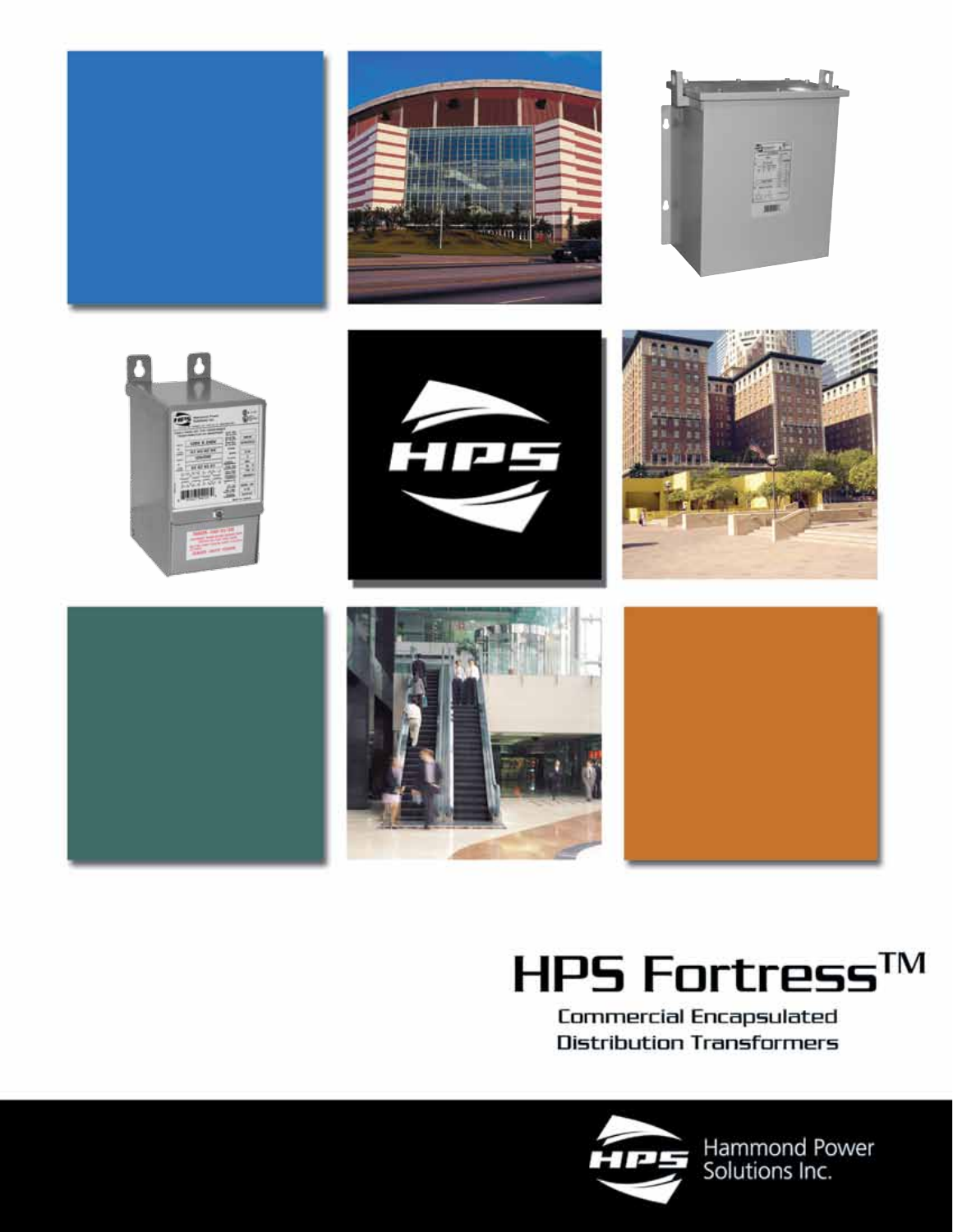# HPS Fortress™

## Commercial Encapsulated Distribution Transformers

Hammond Power Solutions Inc.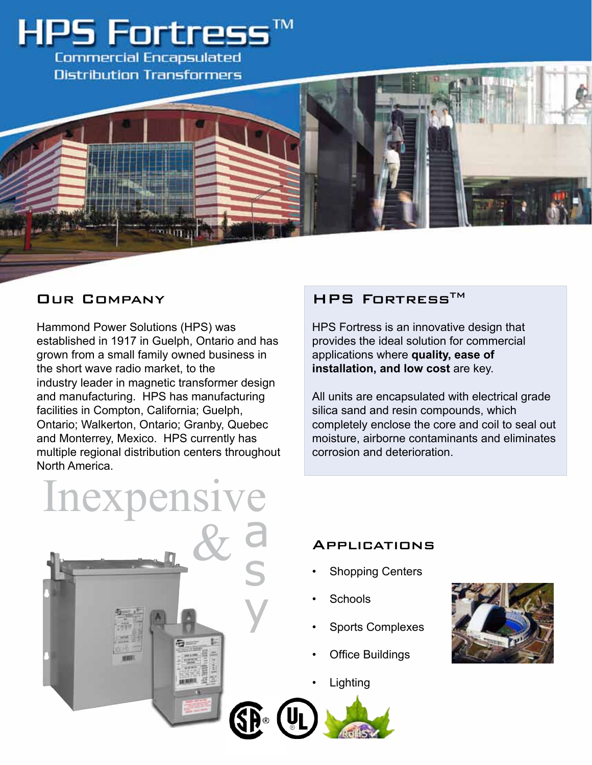# HPS Fortress™

Commercial Encapsulated Distribution Transformers

## Our Company

Hammond Power Solutions (HPS) was established in 1917 in Guelph, Ontario and has grown from a small family owned business in the short wave radio market, to the industry leader in magnetic transformer design and manufacturing. HPS has manufacturing facilities in Compton, California; Guelph, Ontario; Walkerton, Ontario; Granby, Quebec and Monterrey, Mexico. HPS currently has multiple regional distribution centers throughout North America.

## HPS Fortress™

HPS Fortress is an innovative design that provides the ideal solution for commercial applications where **quality, ease of installation, and low cost** are key.

All units are encapsulated with electrical grade silica sand and resin compounds, which completely enclose the core and coil to seal out moisture, airborne contaminants and eliminates corrosion and deterioration.

Inexpensive & easy

## Applications

- Shopping Centers
- Schools
- Sports Complexes
- Office Buildings
- Lighting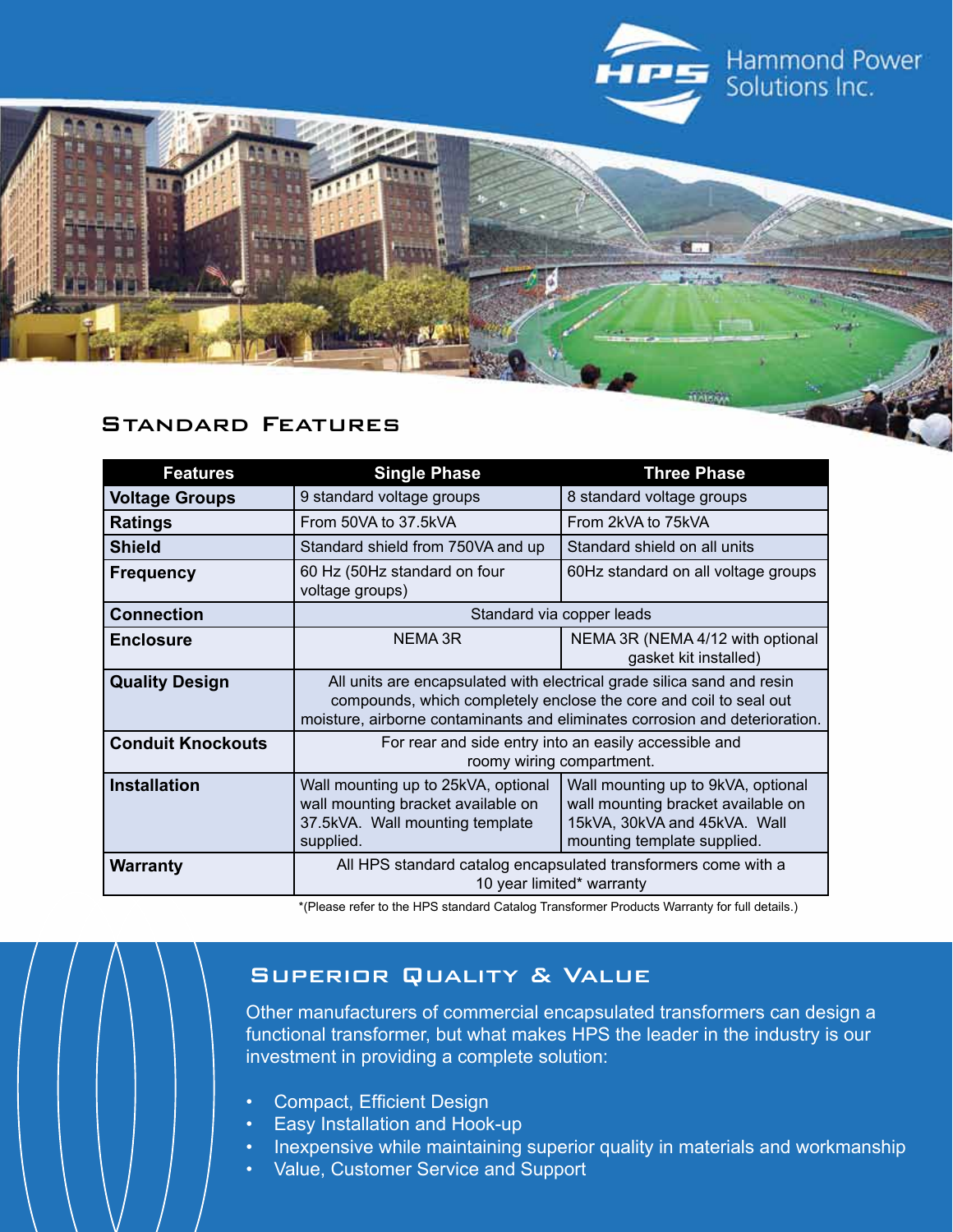## Standard Features

| Features | Single Phase | Three Phase |
|---|---|---|
| **Voltage Groups** | 9 standard voltage groups | 8 standard voltage groups |
| **Ratings** | From 50VA to 37.5kVA | From 2kVA to 75kVA |
| **Shield** | Standard shield from 750VA and up | Standard shield on all units |
| **Frequency** | 60 Hz (50Hz standard on four voltage groups) | 60Hz standard on all voltage groups |
| **Connection** | Standard via copper leads | |
| **Enclosure** | NEMA 3R | NEMA 3R (NEMA 4/12 with optional gasket kit installed) |
| **Quality Design** | All units are encapsulated with electrical grade silica sand and resin compounds, which completely enclose the core and coil to seal out moisture, airborne contaminants and eliminates corrosion and deterioration. | |
| **Conduit Knockouts** | For rear and side entry into an easily accessible and roomy wiring compartment. | |
| **Installation** | Wall mounting up to 25kVA, optional wall mounting bracket available on 37.5kVA. Wall mounting template supplied. | Wall mounting up to 9kVA, optional wall mounting bracket available on 15kVA, 30kVA and 45kVA. Wall mounting template supplied. |
| **Warranty** | All HPS standard catalog encapsulated transformers come with a 10 year limited* warranty | |

*(Please refer to the HPS standard Catalog Transformer Products Warranty for full details.)

## Superior Quality & Value

Other manufacturers of commercial encapsulated transformers can design a functional transformer, but what makes HPS the leader in the industry is our investment in providing a complete solution:

- Compact, Efficient Design
- Easy Installation and Hook-up
- Inexpensive while maintaining superior quality in materials and workmanship
- Value, Customer Service and Support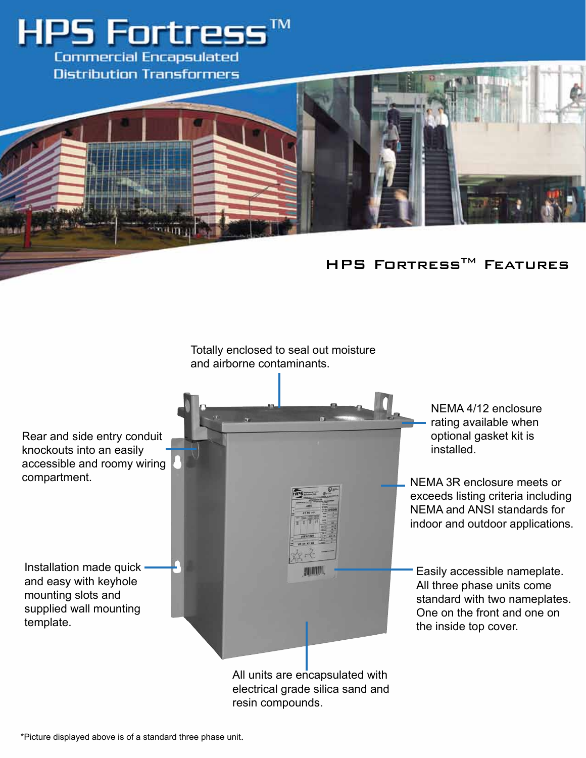# HPS Fortress™

## Commercial Encapsulated Distribution Transformers

### HPS Fortress™ Features

Totally enclosed to seal out moisture and airborne contaminants.

Rear and side entry conduit knockouts into an easily accessible and roomy wiring compartment.

NEMA 4/12 enclosure rating available when optional gasket kit is installed.

NEMA 3R enclosure meets or exceeds listing criteria including NEMA and ANSI standards for indoor and outdoor applications.

Installation made quick and easy with keyhole mounting slots and supplied wall mounting template.

Easily accessible nameplate. All three phase units come standard with two nameplates. One on the front and one on the inside top cover.

All units are encapsulated with electrical grade silica sand and resin compounds.

*Picture displayed above is of a standard three phase unit.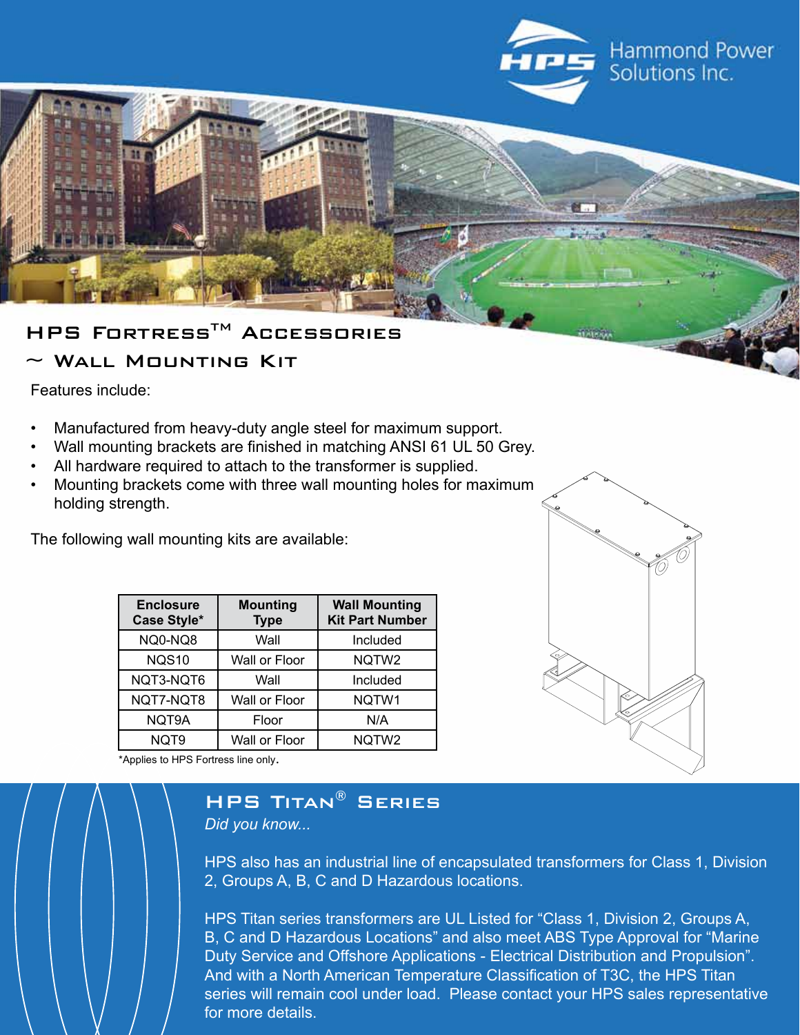## HPS Fortress™ Accessories

## ~ Wall Mounting Kit

Features include:

- Manufactured from heavy-duty angle steel for maximum support.
- Wall mounting brackets are finished in matching ANSI 61 UL 50 Grey.
- All hardware required to attach to the transformer is supplied.
- Mounting brackets come with three wall mounting holes for maximum holding strength.

The following wall mounting kits are available:

| Enclosure Case Style* | Mounting Type | Wall Mounting Kit Part Number |
|---|---|---|
| NQ0-NQ8 | Wall | Included |
| NQS10 | Wall or Floor | NQTW2 |
| NQT3-NQT6 | Wall | Included |
| NQT7-NQT8 | Wall or Floor | NQTW1 |
| NQT9A | Floor | N/A |
| NQT9 | Wall or Floor | NQTW2 |

*Applies to HPS Fortress line only.

## HPS Titan® Series

*Did you know...*

HPS also has an industrial line of encapsulated transformers for Class 1, Division 2, Groups A, B, C and D Hazardous locations.

HPS Titan series transformers are UL Listed for “Class 1, Division 2, Groups A, B, C and D Hazardous Locations” and also meet ABS Type Approval for “Marine Duty Service and Offshore Applications - Electrical Distribution and Propulsion”. And with a North American Temperature Classification of T3C, the HPS Titan series will remain cool under load. Please contact your HPS sales representative for more details.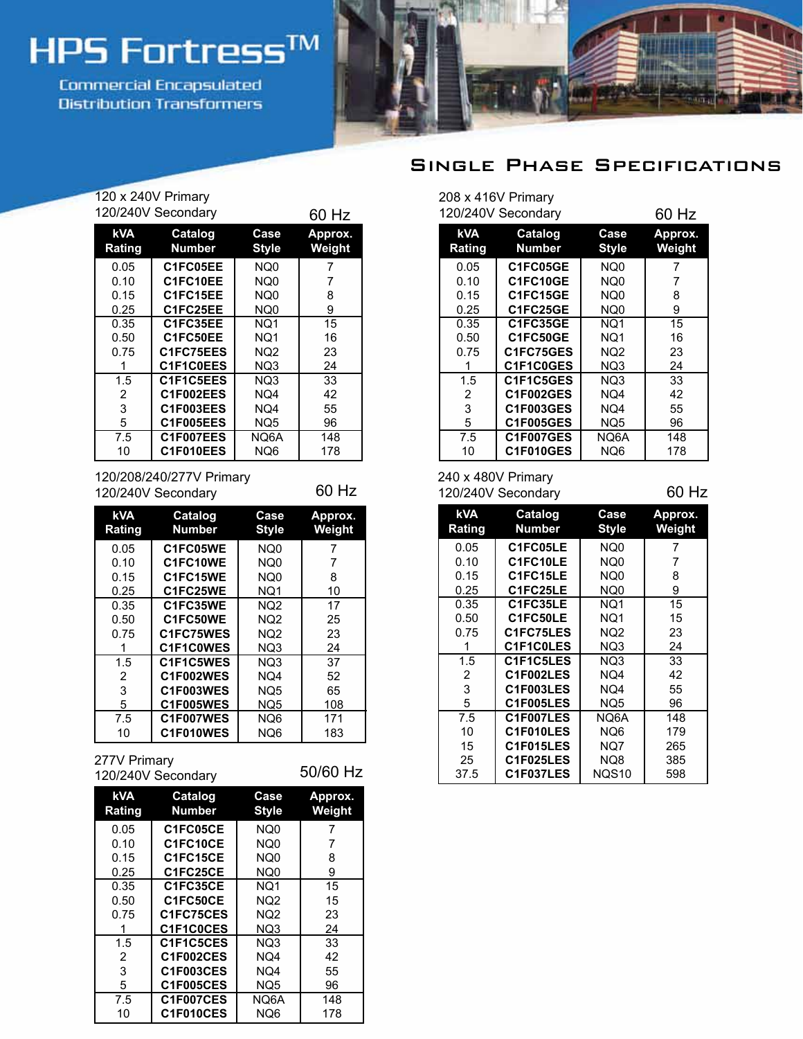# HPS Fortress™

Commercial Encapsulated Distribution Transformers

## Single Phase Specifications

### 120 x 240V Primary
120/240V Secondary — 60 Hz

| kVA Rating | Catalog Number | Case Style | Approx. Weight |
|---|---|---|---|
| 0.05 | C1FC05EE | NQ0 | 7 |
| 0.10 | C1FC10EE | NQ0 | 7 |
| 0.15 | C1FC15EE | NQ0 | 8 |
| 0.25 | C1FC25EE | NQ0 | 9 |
| 0.35 | C1FC35EE | NQ1 | 15 |
| 0.50 | C1FC50EE | NQ1 | 16 |
| 0.75 | C1FC75EES | NQ2 | 23 |
| 1 | C1F1C0EES | NQ3 | 24 |
| 1.5 | C1F1C5EES | NQ3 | 33 |
| 2 | C1F002EES | NQ4 | 42 |
| 3 | C1F003EES | NQ4 | 55 |
| 5 | C1F005EES | NQ5 | 96 |
| 7.5 | C1F007EES | NQ6A | 148 |
| 10 | C1F010EES | NQ6 | 178 |

### 120/208/240/277V Primary
120/240V Secondary — 60 Hz

| kVA Rating | Catalog Number | Case Style | Approx. Weight |
|---|---|---|---|
| 0.05 | C1FC05WE | NQ0 | 7 |
| 0.10 | C1FC10WE | NQ0 | 7 |
| 0.15 | C1FC15WE | NQ0 | 8 |
| 0.25 | C1FC25WE | NQ1 | 10 |
| 0.35 | C1FC35WE | NQ2 | 17 |
| 0.50 | C1FC50WE | NQ2 | 25 |
| 0.75 | C1FC75WES | NQ2 | 23 |
| 1 | C1F1C0WES | NQ3 | 24 |
| 1.5 | C1F1C5WES | NQ3 | 37 |
| 2 | C1F002WES | NQ4 | 52 |
| 3 | C1F003WES | NQ5 | 65 |
| 5 | C1F005WES | NQ5 | 108 |
| 7.5 | C1F007WES | NQ6 | 171 |
| 10 | C1F010WES | NQ6 | 183 |

### 277V Primary
120/240V Secondary — 50/60 Hz

| kVA Rating | Catalog Number | Case Style | Approx. Weight |
|---|---|---|---|
| 0.05 | C1FC05CE | NQ0 | 7 |
| 0.10 | C1FC10CE | NQ0 | 7 |
| 0.15 | C1FC15CE | NQ0 | 8 |
| 0.25 | C1FC25CE | NQ0 | 9 |
| 0.35 | C1FC35CE | NQ1 | 15 |
| 0.50 | C1FC50CE | NQ2 | 15 |
| 0.75 | C1FC75CES | NQ2 | 23 |
| 1 | C1F1C0CES | NQ3 | 24 |
| 1.5 | C1F1C5CES | NQ3 | 33 |
| 2 | C1F002CES | NQ4 | 42 |
| 3 | C1F003CES | NQ4 | 55 |
| 5 | C1F005CES | NQ5 | 96 |
| 7.5 | C1F007CES | NQ6A | 148 |
| 10 | C1F010CES | NQ6 | 178 |

### 208 x 416V Primary
120/240V Secondary — 60 Hz

| kVA Rating | Catalog Number | Case Style | Approx. Weight |
|---|---|---|---|
| 0.05 | C1FC05GE | NQ0 | 7 |
| 0.10 | C1FC10GE | NQ0 | 7 |
| 0.15 | C1FC15GE | NQ0 | 8 |
| 0.25 | C1FC25GE | NQ0 | 9 |
| 0.35 | C1FC35GE | NQ1 | 15 |
| 0.50 | C1FC50GE | NQ1 | 16 |
| 0.75 | C1FC75GES | NQ2 | 23 |
| 1 | C1F1C0GES | NQ3 | 24 |
| 1.5 | C1F1C5GES | NQ3 | 33 |
| 2 | C1F002GES | NQ4 | 42 |
| 3 | C1F003GES | NQ4 | 55 |
| 5 | C1F005GES | NQ5 | 96 |
| 7.5 | C1F007GES | NQ6A | 148 |
| 10 | C1F010GES | NQ6 | 178 |

### 240 x 480V Primary
120/240V Secondary — 60 Hz

| kVA Rating | Catalog Number | Case Style | Approx. Weight |
|---|---|---|---|
| 0.05 | C1FC05LE | NQ0 | 7 |
| 0.10 | C1FC10LE | NQ0 | 7 |
| 0.15 | C1FC15LE | NQ0 | 8 |
| 0.25 | C1FC25LE | NQ0 | 9 |
| 0.35 | C1FC35LE | NQ1 | 15 |
| 0.50 | C1FC50LE | NQ1 | 15 |
| 0.75 | C1FC75LES | NQ2 | 23 |
| 1 | C1F1C0LES | NQ3 | 24 |
| 1.5 | C1F1C5LES | NQ3 | 33 |
| 2 | C1F002LES | NQ4 | 42 |
| 3 | C1F003LES | NQ4 | 55 |
| 5 | C1F005LES | NQ5 | 96 |
| 7.5 | C1F007LES | NQ6A | 148 |
| 10 | C1F010LES | NQ6 | 179 |
| 15 | C1F015LES | NQ7 | 265 |
| 25 | C1F025LES | NQ8 | 385 |
| 37.5 | C1F037LES | NQS10 | 598 |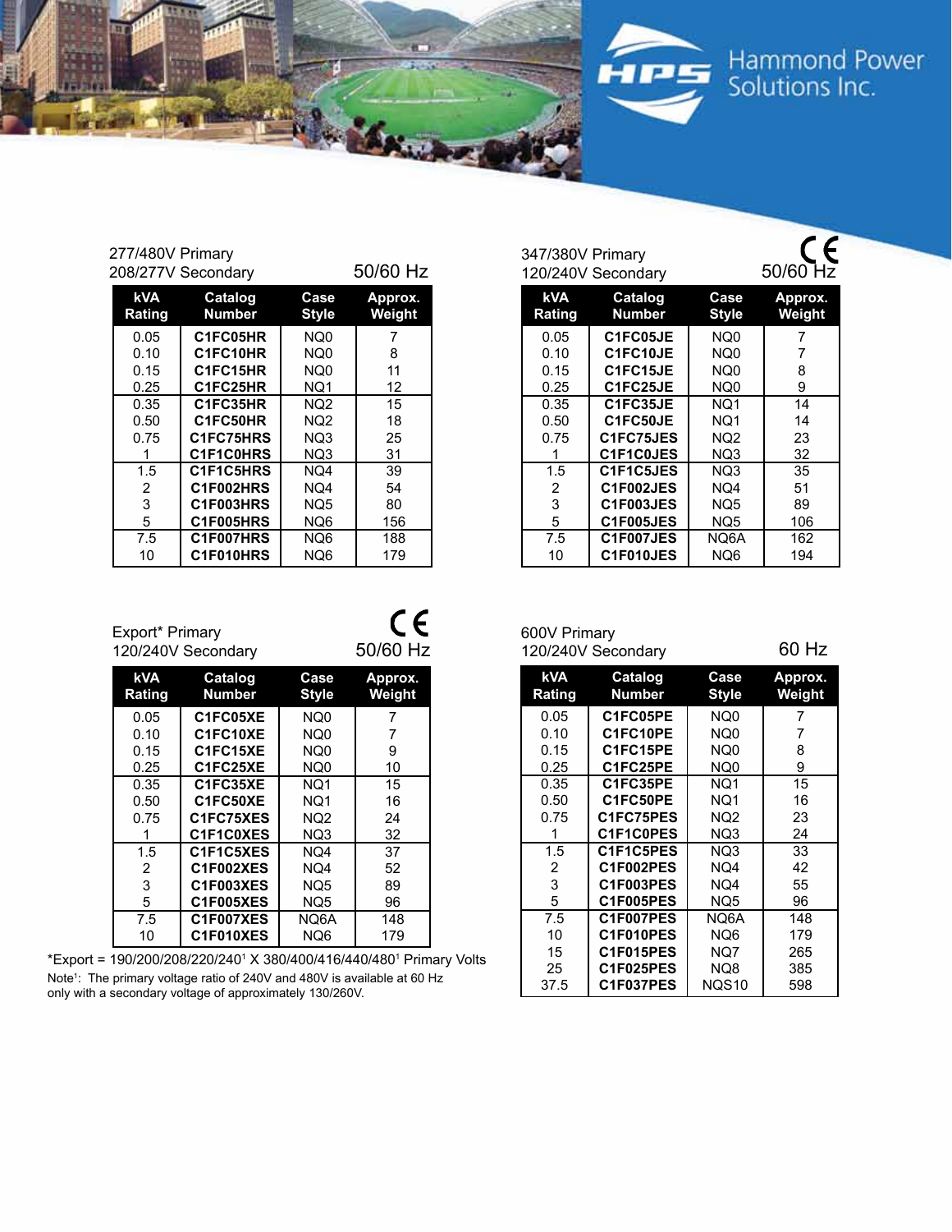Hammond Power Solutions Inc.

277/480V Primary
208/277V Secondary — 50/60 Hz

| kVA Rating | Catalog Number | Case Style | Approx. Weight |
|---|---|---|---|
| 0.05 | C1FC05HR | NQ0 | 7 |
| 0.10 | C1FC10HR | NQ0 | 8 |
| 0.15 | C1FC15HR | NQ0 | 11 |
| 0.25 | C1FC25HR | NQ1 | 12 |
| 0.35 | C1FC35HR | NQ2 | 15 |
| 0.50 | C1FC50HR | NQ2 | 18 |
| 0.75 | C1FC75HRS | NQ3 | 25 |
| 1 | C1F1C0HRS | NQ3 | 31 |
| 1.5 | C1F1C5HRS | NQ4 | 39 |
| 2 | C1F002HRS | NQ4 | 54 |
| 3 | C1F003HRS | NQ5 | 80 |
| 5 | C1F005HRS | NQ6 | 156 |
| 7.5 | C1F007HRS | NQ6 | 188 |
| 10 | C1F010HRS | NQ6 | 179 |

347/380V Primary
120/240V Secondary — CE 50/60 Hz

| kVA Rating | Catalog Number | Case Style | Approx. Weight |
|---|---|---|---|
| 0.05 | C1FC05JE | NQ0 | 7 |
| 0.10 | C1FC10JE | NQ0 | 7 |
| 0.15 | C1FC15JE | NQ0 | 8 |
| 0.25 | C1FC25JE | NQ0 | 9 |
| 0.35 | C1FC35JE | NQ1 | 14 |
| 0.50 | C1FC50JE | NQ1 | 14 |
| 0.75 | C1FC75JES | NQ2 | 23 |
| 1 | C1F1C0JES | NQ3 | 32 |
| 1.5 | C1F1C5JES | NQ3 | 35 |
| 2 | C1F002JES | NQ4 | 51 |
| 3 | C1F003JES | NQ5 | 89 |
| 5 | C1F005JES | NQ5 | 106 |
| 7.5 | C1F007JES | NQ6A | 162 |
| 10 | C1F010JES | NQ6 | 194 |

Export* Primary
120/240V Secondary — CE 50/60 Hz

| kVA Rating | Catalog Number | Case Style | Approx. Weight |
|---|---|---|---|
| 0.05 | C1FC05XE | NQ0 | 7 |
| 0.10 | C1FC10XE | NQ0 | 7 |
| 0.15 | C1FC15XE | NQ0 | 9 |
| 0.25 | C1FC25XE | NQ0 | 10 |
| 0.35 | C1FC35XE | NQ1 | 15 |
| 0.50 | C1FC50XE | NQ1 | 16 |
| 0.75 | C1FC75XES | NQ2 | 24 |
| 1 | C1F1C0XES | NQ3 | 32 |
| 1.5 | C1F1C5XES | NQ4 | 37 |
| 2 | C1F002XES | NQ4 | 52 |
| 3 | C1F003XES | NQ5 | 89 |
| 5 | C1F005XES | NQ5 | 96 |
| 7.5 | C1F007XES | NQ6A | 148 |
| 10 | C1F010XES | NQ6 | 179 |

*Export = 190/200/208/220/240[1] X 380/400/416/440/480[1] Primary Volts

Note[1]: The primary voltage ratio of 240V and 480V is available at 60 Hz only with a secondary voltage of approximately 130/260V.

600V Primary
120/240V Secondary — 60 Hz

| kVA Rating | Catalog Number | Case Style | Approx. Weight |
|---|---|---|---|
| 0.05 | C1FC05PE | NQ0 | 7 |
| 0.10 | C1FC10PE | NQ0 | 7 |
| 0.15 | C1FC15PE | NQ0 | 8 |
| 0.25 | C1FC25PE | NQ0 | 9 |
| 0.35 | C1FC35PE | NQ1 | 15 |
| 0.50 | C1FC50PE | NQ1 | 16 |
| 0.75 | C1FC75PES | NQ2 | 23 |
| 1 | C1F1C0PES | NQ3 | 24 |
| 1.5 | C1F1C5PES | NQ3 | 33 |
| 2 | C1F002PES | NQ4 | 42 |
| 3 | C1F003PES | NQ4 | 55 |
| 5 | C1F005PES | NQ5 | 96 |
| 7.5 | C1F007PES | NQ6A | 148 |
| 10 | C1F010PES | NQ6 | 179 |
| 15 | C1F015PES | NQ7 | 265 |
| 25 | C1F025PES | NQ8 | 385 |
| 37.5 | C1F037PES | NQS10 | 598 |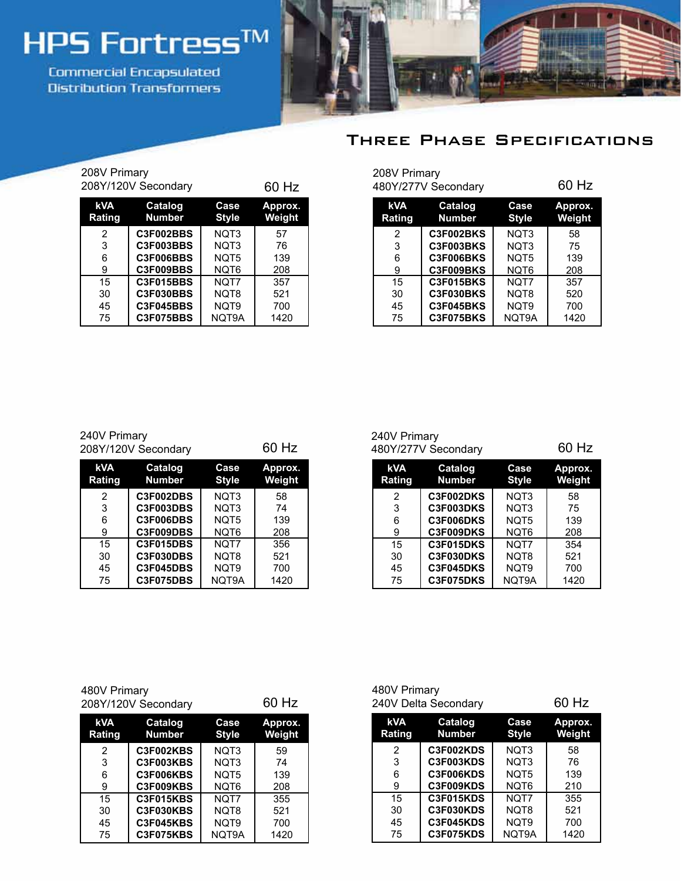# HPS Fortress™

Commercial Encapsulated Distribution Transformers

## Three Phase Specifications

208V Primary
208Y/120V Secondary — 60 Hz

| kVA Rating | Catalog Number | Case Style | Approx. Weight |
|---|---|---|---|
| 2 | **C3F002BBS** | NQT3 | 57 |
| 3 | **C3F003BBS** | NQT3 | 76 |
| 6 | **C3F006BBS** | NQT5 | 139 |
| 9 | **C3F009BBS** | NQT6 | 208 |
| 15 | **C3F015BBS** | NQT7 | 357 |
| 30 | **C3F030BBS** | NQT8 | 521 |
| 45 | **C3F045BBS** | NQT9 | 700 |
| 75 | **C3F075BBS** | NQT9A | 1420 |

208V Primary
480Y/277V Secondary — 60 Hz

| kVA Rating | Catalog Number | Case Style | Approx. Weight |
|---|---|---|---|
| 2 | **C3F002BKS** | NQT3 | 58 |
| 3 | **C3F003BKS** | NQT3 | 75 |
| 6 | **C3F006BKS** | NQT5 | 139 |
| 9 | **C3F009BKS** | NQT6 | 208 |
| 15 | **C3F015BKS** | NQT7 | 357 |
| 30 | **C3F030BKS** | NQT8 | 520 |
| 45 | **C3F045BKS** | NQT9 | 700 |
| 75 | **C3F075BKS** | NQT9A | 1420 |

240V Primary
208Y/120V Secondary — 60 Hz

| kVA Rating | Catalog Number | Case Style | Approx. Weight |
|---|---|---|---|
| 2 | **C3F002DBS** | NQT3 | 58 |
| 3 | **C3F003DBS** | NQT3 | 74 |
| 6 | **C3F006DBS** | NQT5 | 139 |
| 9 | **C3F009DBS** | NQT6 | 208 |
| 15 | **C3F015DBS** | NQT7 | 356 |
| 30 | **C3F030DBS** | NQT8 | 521 |
| 45 | **C3F045DBS** | NQT9 | 700 |
| 75 | **C3F075DBS** | NQT9A | 1420 |

240V Primary
480Y/277V Secondary — 60 Hz

| kVA Rating | Catalog Number | Case Style | Approx. Weight |
|---|---|---|---|
| 2 | **C3F002DKS** | NQT3 | 58 |
| 3 | **C3F003DKS** | NQT3 | 75 |
| 6 | **C3F006DKS** | NQT5 | 139 |
| 9 | **C3F009DKS** | NQT6 | 208 |
| 15 | **C3F015DKS** | NQT7 | 354 |
| 30 | **C3F030DKS** | NQT8 | 521 |
| 45 | **C3F045DKS** | NQT9 | 700 |
| 75 | **C3F075DKS** | NQT9A | 1420 |

480V Primary
208Y/120V Secondary — 60 Hz

| kVA Rating | Catalog Number | Case Style | Approx. Weight |
|---|---|---|---|
| 2 | **C3F002KBS** | NQT3 | 59 |
| 3 | **C3F003KBS** | NQT3 | 74 |
| 6 | **C3F006KBS** | NQT5 | 139 |
| 9 | **C3F009KBS** | NQT6 | 208 |
| 15 | **C3F015KBS** | NQT7 | 355 |
| 30 | **C3F030KBS** | NQT8 | 521 |
| 45 | **C3F045KBS** | NQT9 | 700 |
| 75 | **C3F075KBS** | NQT9A | 1420 |

480V Primary
240V Delta Secondary — 60 Hz

| kVA Rating | Catalog Number | Case Style | Approx. Weight |
|---|---|---|---|
| 2 | **C3F002KDS** | NQT3 | 58 |
| 3 | **C3F003KDS** | NQT3 | 76 |
| 6 | **C3F006KDS** | NQT5 | 139 |
| 9 | **C3F009KDS** | NQT6 | 210 |
| 15 | **C3F015KDS** | NQT7 | 355 |
| 30 | **C3F030KDS** | NQT8 | 521 |
| 45 | **C3F045KDS** | NQT9 | 700 |
| 75 | **C3F075KDS** | NQT9A | 1420 |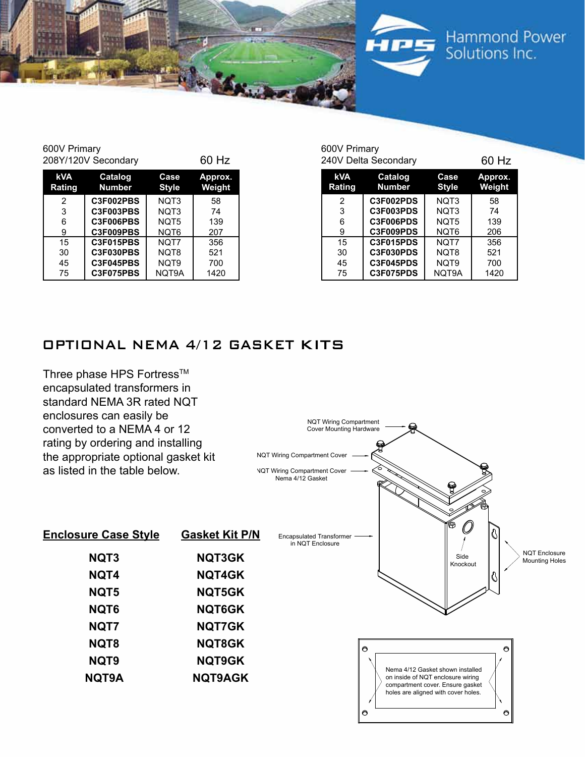600V Primary
208Y/120V Secondary — 60 Hz

| kVA Rating | Catalog Number | Case Style | Approx. Weight |
|---|---|---|---|
| 2 | **C3F002PBS** | NQT3 | 58 |
| 3 | **C3F003PBS** | NQT3 | 74 |
| 6 | **C3F006PBS** | NQT5 | 139 |
| 9 | **C3F009PBS** | NQT6 | 207 |
| 15 | **C3F015PBS** | NQT7 | 356 |
| 30 | **C3F030PBS** | NQT8 | 521 |
| 45 | **C3F045PBS** | NQT9 | 700 |
| 75 | **C3F075PBS** | NQT9A | 1420 |

600V Primary
240V Delta Secondary — 60 Hz

| kVA Rating | Catalog Number | Case Style | Approx. Weight |
|---|---|---|---|
| 2 | **C3F002PDS** | NQT3 | 58 |
| 3 | **C3F003PDS** | NQT3 | 74 |
| 6 | **C3F006PDS** | NQT5 | 139 |
| 9 | **C3F009PDS** | NQT6 | 206 |
| 15 | **C3F015PDS** | NQT7 | 356 |
| 30 | **C3F030PDS** | NQT8 | 521 |
| 45 | **C3F045PDS** | NQT9 | 700 |
| 75 | **C3F075PDS** | NQT9A | 1420 |

## OPTIONAL NEMA 4/12 GASKET KITS

Three phase HPS Fortress™ encapsulated transformers in standard NEMA 3R rated NQT enclosures can easily be converted to a NEMA 4 or 12 rating by ordering and installing the appropriate optional gasket kit as listed in the table below.

| Enclosure Case Style | Gasket Kit P/N |
|---|---|
| **NQT3** | **NQT3GK** |
| **NQT4** | **NQT4GK** |
| **NQT5** | **NQT5GK** |
| **NQT6** | **NQT6GK** |
| **NQT7** | **NQT7GK** |
| **NQT8** | **NQT8GK** |
| **NQT9** | **NQT9GK** |
| **NQT9A** | **NQT9AGK** |

NQT Wiring Compartment Cover Mounting Hardware

NQT Wiring Compartment Cover

NQT Wiring Compartment Cover Nema 4/12 Gasket

Encapsulated Transformer in NQT Enclosure

Side Knockout

NQT Enclosure Mounting Holes

Nema 4/12 Gasket shown installed on inside of NQT enclosure wiring compartment cover. Ensure gasket holes are aligned with cover holes.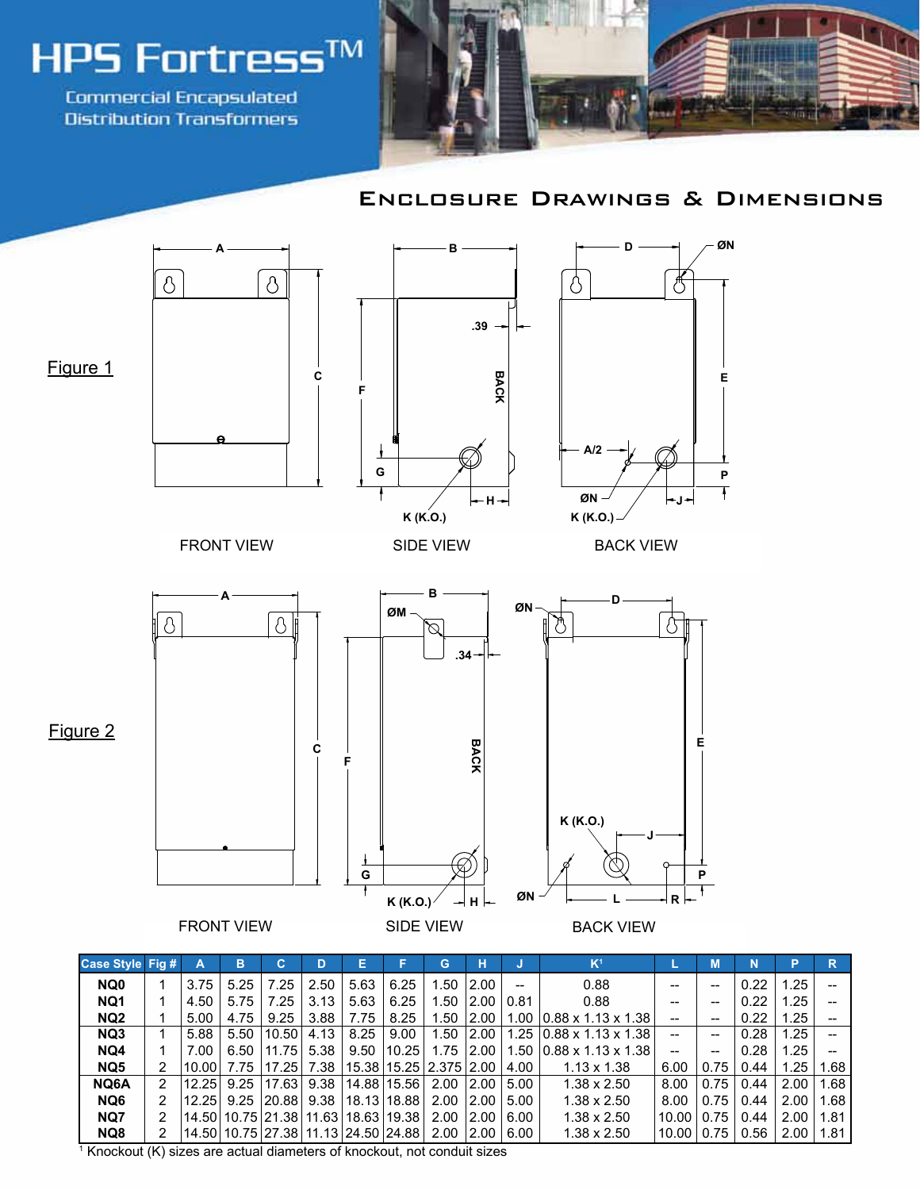# HPS Fortress™

Commercial Encapsulated Distribution Transformers

## Enclosure Drawings & Dimensions

Figure 1

FRONT VIEW

SIDE VIEW

BACK VIEW

Figure 2

FRONT VIEW

SIDE VIEW

BACK VIEW

| Case Style | Fig # | A | B | C | D | E | F | G | H | J | K[1] | L | M | N | P | R |
|---|---|---|---|---|---|---|---|---|---|---|---|---|---|---|---|---|
| **NQ0** | 1 | 3.75 | 5.25 | 7.25 | 2.50 | 5.63 | 6.25 | 1.50 | 2.00 | -- | 0.88 | -- | -- | 0.22 | 1.25 | -- |
| **NQ1** | 1 | 4.50 | 5.75 | 7.25 | 3.13 | 5.63 | 6.25 | 1.50 | 2.00 | 0.81 | 0.88 | -- | -- | 0.22 | 1.25 | -- |
| **NQ2** | 1 | 5.00 | 4.75 | 9.25 | 3.88 | 7.75 | 8.25 | 1.50 | 2.00 | 1.00 | 0.88 x 1.13 x 1.38 | -- | -- | 0.22 | 1.25 | -- |
| **NQ3** | 1 | 5.88 | 5.50 | 10.50 | 4.13 | 8.25 | 9.00 | 1.50 | 2.00 | 1.25 | 0.88 x 1.13 x 1.38 | -- | -- | 0.28 | 1.25 | -- |
| **NQ4** | 1 | 7.00 | 6.50 | 11.75 | 5.38 | 9.50 | 10.25 | 1.75 | 2.00 | 1.50 | 0.88 x 1.13 x 1.38 | -- | -- | 0.28 | 1.25 | -- |
| **NQ5** | 2 | 10.00 | 7.75 | 17.25 | 7.38 | 15.38 | 15.25 | 2.375 | 2.00 | 4.00 | 1.13 x 1.38 | 6.00 | 0.75 | 0.44 | 1.25 | 1.68 |
| **NQ6A** | 2 | 12.25 | 9.25 | 17.63 | 9.38 | 14.88 | 15.56 | 2.00 | 2.00 | 5.00 | 1.38 x 2.50 | 8.00 | 0.75 | 0.44 | 2.00 | 1.68 |
| **NQ6** | 2 | 12.25 | 9.25 | 20.88 | 9.38 | 18.13 | 18.88 | 2.00 | 2.00 | 5.00 | 1.38 x 2.50 | 8.00 | 0.75 | 0.44 | 2.00 | 1.68 |
| **NQ7** | 2 | 14.50 | 10.75 | 21.38 | 11.63 | 18.63 | 19.38 | 2.00 | 2.00 | 6.00 | 1.38 x 2.50 | 10.00 | 0.75 | 0.44 | 2.00 | 1.81 |
| **NQ8** | 2 | 14.50 | 10.75 | 27.38 | 11.13 | 24.50 | 24.88 | 2.00 | 2.00 | 6.00 | 1.38 x 2.50 | 10.00 | 0.75 | 0.56 | 2.00 | 1.81 |

[1] Knockout (K) sizes are actual diameters of knockout, not conduit sizes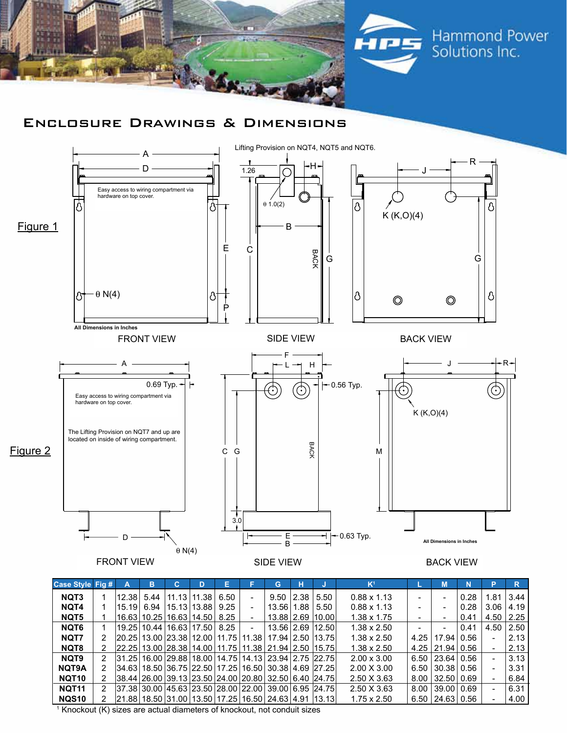Hammond Power Solutions Inc.

# Enclosure Drawings & Dimensions

## Figure 1

Lifting Provision on NQT4, NQT5 and NQT6.

Easy access to wiring compartment via hardware on top cover.

θ N(4)

θ 1.0(2)

K (K,O)(4)

All Dimensions in Inches

FRONT VIEW — SIDE VIEW — BACK VIEW

## Figure 2

0.69 Typ.

Easy access to wiring compartment via hardware on top cover.

The Lifting Provision on NQT7 and up are located on inside of wiring compartment.

0.56 Typ.

K (K,O)(4)

0.63 Typ.

θ N(4)

All Dimensions in Inches

FRONT VIEW — SIDE VIEW — BACK VIEW

| Case Style | Fig # | A | B | C | D | E | F | G | H | J | K[1] | L | M | N | P | R |
|---|---|---|---|---|---|---|---|---|---|---|---|---|---|---|---|---|
| NQT3 | 1 | 12.38 | 5.44 | 11.13 | 11.38 | 6.50 | - | 9.50 | 2.38 | 5.50 | 0.88 x 1.13 | - | - | 0.28 | 1.81 | 3.44 |
| NQT4 | 1 | 15.19 | 6.94 | 15.13 | 13.88 | 9.25 | - | 13.56 | 1.88 | 5.50 | 0.88 x 1.13 | - | - | 0.28 | 3.06 | 4.19 |
| NQT5 | 1 | 16.63 | 10.25 | 16.63 | 14.50 | 8.25 | - | 13.88 | 2.69 | 10.00 | 1.38 x 1.75 | - | - | 0.41 | 4.50 | 2.25 |
| NQT6 | 1 | 19.25 | 10.44 | 16.63 | 17.50 | 8.25 | - | 13.56 | 2.69 | 12.50 | 1.38 x 2.50 | - | - | 0.41 | 4.50 | 2.50 |
| NQT7 | 2 | 20.25 | 13.00 | 23.38 | 12.00 | 11.75 | 11.38 | 17.94 | 2.50 | 13.75 | 1.38 x 2.50 | 4.25 | 17.94 | 0.56 | - | 2.13 |
| NQT8 | 2 | 22.25 | 13.00 | 28.38 | 14.00 | 11.75 | 11.38 | 21.94 | 2.50 | 15.75 | 1.38 x 2.50 | 4.25 | 21.94 | 0.56 | - | 2.13 |
| NQT9 | 2 | 31.25 | 16.00 | 29.88 | 18.00 | 14.75 | 14.13 | 23.94 | 2.75 | 22.75 | 2.00 x 3.00 | 6.50 | 23.64 | 0.56 | - | 3.13 |
| NQT9A | 2 | 34.63 | 18.50 | 36.75 | 22.50 | 17.25 | 16.50 | 30.38 | 4.69 | 27.25 | 2.00 X 3.00 | 6.50 | 30.38 | 0.56 | - | 3.31 |
| NQT10 | 2 | 38.44 | 26.00 | 39.13 | 23.50 | 24.00 | 20.80 | 32.50 | 6.40 | 24.75 | 2.50 X 3.63 | 8.00 | 32.50 | 0.69 | - | 6.84 |
| NQT11 | 2 | 37.38 | 30.00 | 45.63 | 23.50 | 28.00 | 22.00 | 39.00 | 6.95 | 24.75 | 2.50 X 3.63 | 8.00 | 39.00 | 0.69 | - | 6.31 |
| NQS10 | 2 | 21.88 | 18.50 | 31.00 | 13.50 | 17.25 | 16.50 | 24.63 | 4.91 | 13.13 | 1.75 x 2.50 | 6.50 | 24.63 | 0.56 | - | 4.00 |

[1] Knockout (K) sizes are actual diameters of knockout, not conduit sizes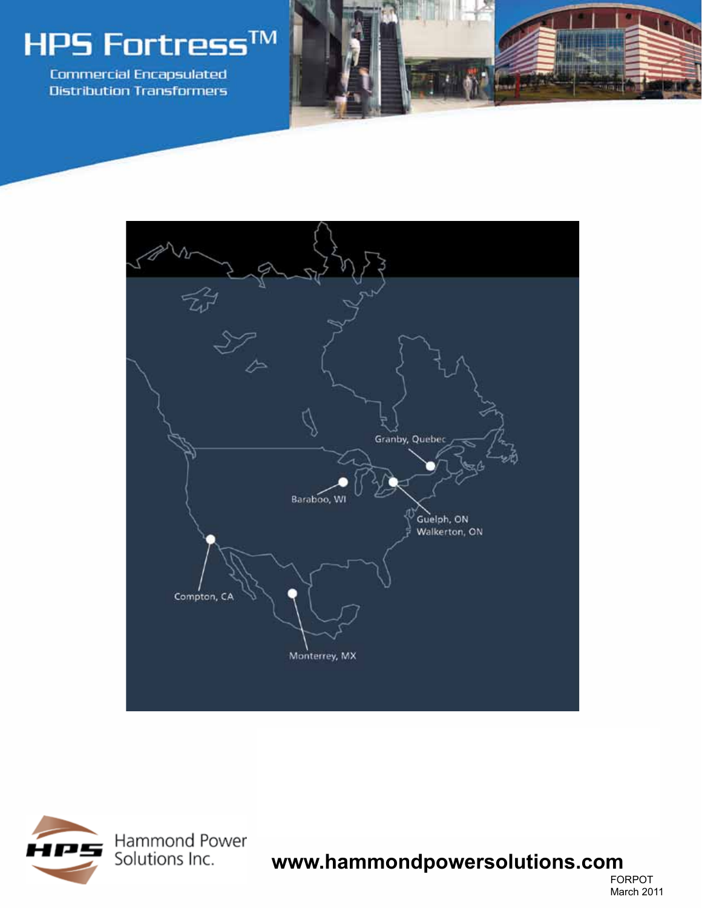# HPS Fortress™

Commercial Encapsulated Distribution Transformers

Granby, Quebec

Baraboo, WI

Guelph, ON
Walkerton, ON

Compton, CA

Monterrey, MX

Hammond Power Solutions Inc.

**www.hammondpowersolutions.com**

FORPOT
March 2011